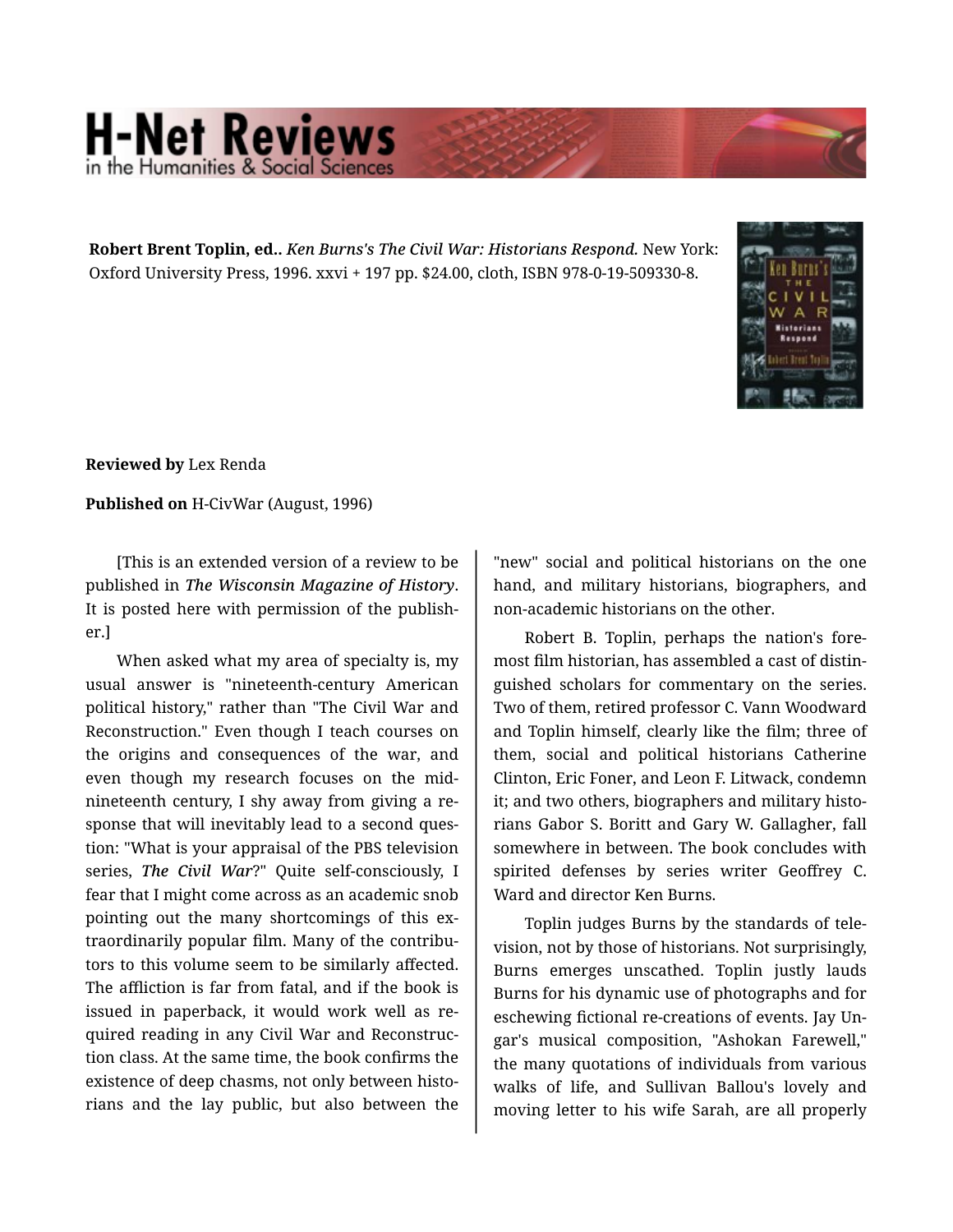**Robert Brent Toplin, ed..** *Ken Burns's The Civil War: Historians Respond.* New York: Oxford University Press, 1996. xxvi + 197 pp. $24.00, cloth, ISBN 978-0-19-509330-8.

**Reviewed by** Lex Renda

**Published on** H-CivWar (August, 1996)

[This is an extended version of a review to be published in *The Wisconsin Magazine of History*. It is posted here with permission of the publisher.]

When asked what my area of specialty is, my usual answer is "nineteenth-century American political history," rather than "The Civil War and Reconstruction." Even though I teach courses on the origins and consequences of the war, and even though my research focuses on the mid-nineteenth century, I shy away from giving a response that will inevitably lead to a second question: "What is your appraisal of the PBS television series, *The Civil War*?" Quite self-consciously, I fear that I might come across as an academic snob pointing out the many shortcomings of this extraordinarily popular film. Many of the contributors to this volume seem to be similarly affected. The affliction is far from fatal, and if the book is issued in paperback, it would work well as required reading in any Civil War and Reconstruction class. At the same time, the book confirms the existence of deep chasms, not only between historians and the lay public, but also between the "new" social and political historians on the one hand, and military historians, biographers, and non-academic historians on the other.

Robert B. Toplin, perhaps the nation's foremost film historian, has assembled a cast of distinguished scholars for commentary on the series. Two of them, retired professor C. Vann Woodward and Toplin himself, clearly like the film; three of them, social and political historians Catherine Clinton, Eric Foner, and Leon F. Litwack, condemn it; and two others, biographers and military historians Gabor S. Boritt and Gary W. Gallagher, fall somewhere in between. The book concludes with spirited defenses by series writer Geoffrey C. Ward and director Ken Burns.

Toplin judges Burns by the standards of television, not by those of historians. Not surprisingly, Burns emerges unscathed. Toplin justly lauds Burns for his dynamic use of photographs and for eschewing fictional re-creations of events. Jay Ungar's musical composition, "Ashokan Farewell," the many quotations of individuals from various walks of life, and Sullivan Ballou's lovely and moving letter to his wife Sarah, are all properly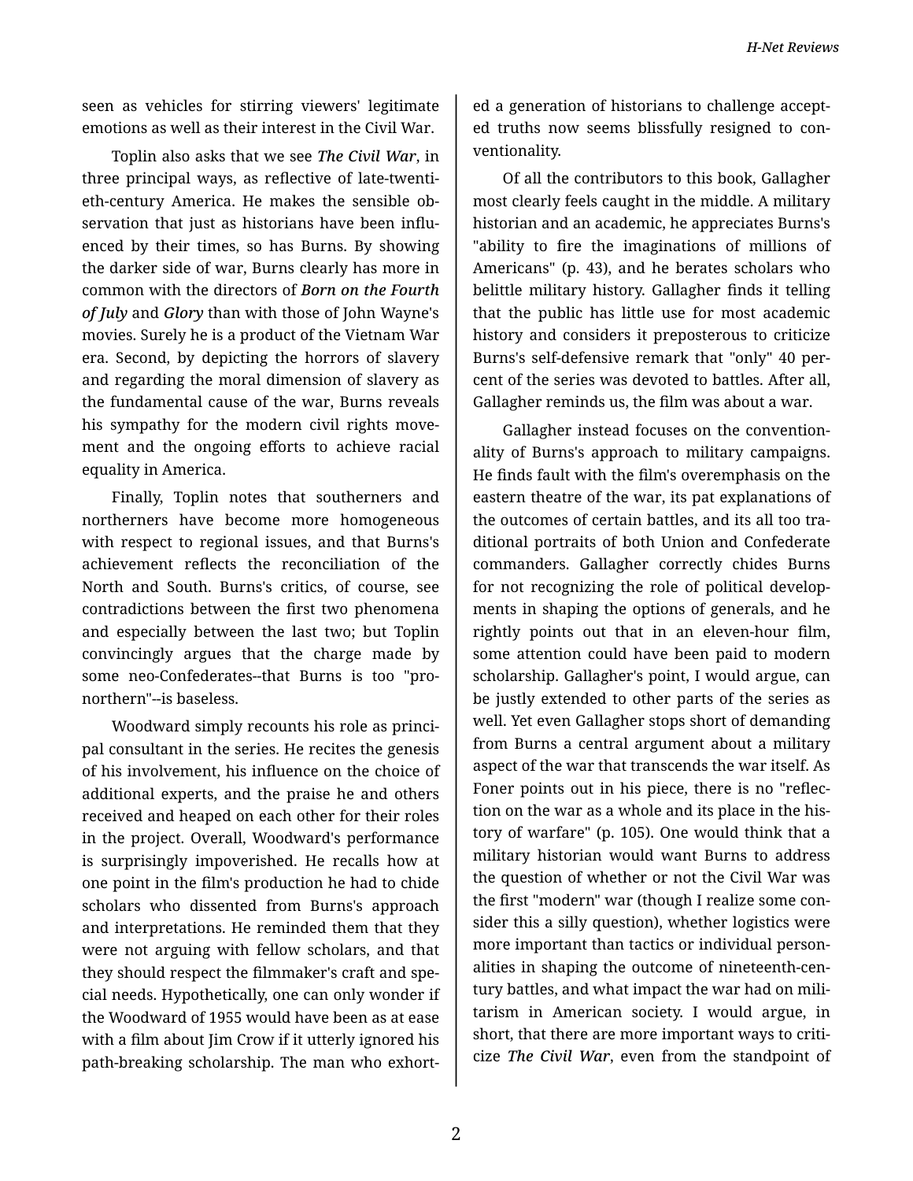seen as vehicles for stirring viewers' legitimate emotions as well as their interest in the Civil War.

Toplin also asks that we see *The Civil War*, in three principal ways, as reflective of late-twentieth-century America. He makes the sensible observation that just as historians have been influenced by their times, so has Burns. By showing the darker side of war, Burns clearly has more in common with the directors of *Born on the Fourth of July* and *Glory* than with those of John Wayne's movies. Surely he is a product of the Vietnam War era. Second, by depicting the horrors of slavery and regarding the moral dimension of slavery as the fundamental cause of the war, Burns reveals his sympathy for the modern civil rights movement and the ongoing efforts to achieve racial equality in America.

Finally, Toplin notes that southerners and northerners have become more homogeneous with respect to regional issues, and that Burns's achievement reflects the reconciliation of the North and South. Burns's critics, of course, see contradictions between the first two phenomena and especially between the last two; but Toplin convincingly argues that the charge made by some neo-Confederates--that Burns is too "pro-northern"--is baseless.

Woodward simply recounts his role as principal consultant in the series. He recites the genesis of his involvement, his influence on the choice of additional experts, and the praise he and others received and heaped on each other for their roles in the project. Overall, Woodward's performance is surprisingly impoverished. He recalls how at one point in the film's production he had to chide scholars who dissented from Burns's approach and interpretations. He reminded them that they were not arguing with fellow scholars, and that they should respect the filmmaker's craft and special needs. Hypothetically, one can only wonder if the Woodward of 1955 would have been as at ease with a film about Jim Crow if it utterly ignored his path-breaking scholarship. The man who exhorted a generation of historians to challenge accepted truths now seems blissfully resigned to conventionality.

Of all the contributors to this book, Gallagher most clearly feels caught in the middle. A military historian and an academic, he appreciates Burns's "ability to fire the imaginations of millions of Americans" (p. 43), and he berates scholars who belittle military history. Gallagher finds it telling that the public has little use for most academic history and considers it preposterous to criticize Burns's self-defensive remark that "only" 40 percent of the series was devoted to battles. After all, Gallagher reminds us, the film was about a war.

Gallagher instead focuses on the conventionality of Burns's approach to military campaigns. He finds fault with the film's overemphasis on the eastern theatre of the war, its pat explanations of the outcomes of certain battles, and its all too traditional portraits of both Union and Confederate commanders. Gallagher correctly chides Burns for not recognizing the role of political developments in shaping the options of generals, and he rightly points out that in an eleven-hour film, some attention could have been paid to modern scholarship. Gallagher's point, I would argue, can be justly extended to other parts of the series as well. Yet even Gallagher stops short of demanding from Burns a central argument about a military aspect of the war that transcends the war itself. As Foner points out in his piece, there is no "reflection on the war as a whole and its place in the history of warfare" (p. 105). One would think that a military historian would want Burns to address the question of whether or not the Civil War was the first "modern" war (though I realize some consider this a silly question), whether logistics were more important than tactics or individual personalities in shaping the outcome of nineteenth-century battles, and what impact the war had on militarism in American society. I would argue, in short, that there are more important ways to criticize *The Civil War*, even from the standpoint of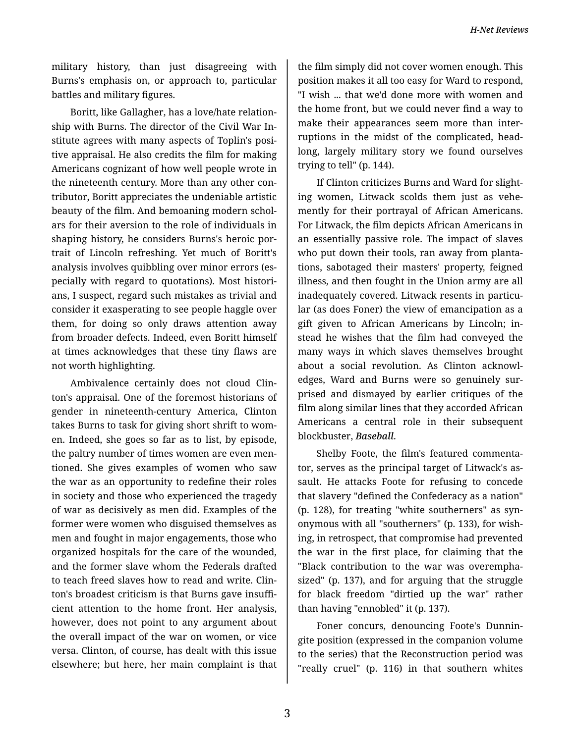military history, than just disagreeing with Burns's emphasis on, or approach to, particular battles and military figures.

Boritt, like Gallagher, has a love/hate relationship with Burns. The director of the Civil War Institute agrees with many aspects of Toplin's positive appraisal. He also credits the film for making Americans cognizant of how well people wrote in the nineteenth century. More than any other contributor, Boritt appreciates the undeniable artistic beauty of the film. And bemoaning modern scholars for their aversion to the role of individuals in shaping history, he considers Burns's heroic portrait of Lincoln refreshing. Yet much of Boritt's analysis involves quibbling over minor errors (especially with regard to quotations). Most historians, I suspect, regard such mistakes as trivial and consider it exasperating to see people haggle over them, for doing so only draws attention away from broader defects. Indeed, even Boritt himself at times acknowledges that these tiny flaws are not worth highlighting.

Ambivalence certainly does not cloud Clinton's appraisal. One of the foremost historians of gender in nineteenth-century America, Clinton takes Burns to task for giving short shrift to women. Indeed, she goes so far as to list, by episode, the paltry number of times women are even mentioned. She gives examples of women who saw the war as an opportunity to redefine their roles in society and those who experienced the tragedy of war as decisively as men did. Examples of the former were women who disguised themselves as men and fought in major engagements, those who organized hospitals for the care of the wounded, and the former slave whom the Federals drafted to teach freed slaves how to read and write. Clinton's broadest criticism is that Burns gave insufficient attention to the home front. Her analysis, however, does not point to any argument about the overall impact of the war on women, or vice versa. Clinton, of course, has dealt with this issue elsewhere; but here, her main complaint is that the film simply did not cover women enough. This position makes it all too easy for Ward to respond, "I wish ... that we'd done more with women and the home front, but we could never find a way to make their appearances seem more than interruptions in the midst of the complicated, headlong, largely military story we found ourselves trying to tell" (p. 144).

If Clinton criticizes Burns and Ward for slighting women, Litwack scolds them just as vehemently for their portrayal of African Americans. For Litwack, the film depicts African Americans in an essentially passive role. The impact of slaves who put down their tools, ran away from plantations, sabotaged their masters' property, feigned illness, and then fought in the Union army are all inadequately covered. Litwack resents in particular (as does Foner) the view of emancipation as a gift given to African Americans by Lincoln; instead he wishes that the film had conveyed the many ways in which slaves themselves brought about a social revolution. As Clinton acknowledges, Ward and Burns were so genuinely surprised and dismayed by earlier critiques of the film along similar lines that they accorded African Americans a central role in their subsequent blockbuster, ***Baseball***.

Shelby Foote, the film's featured commentator, serves as the principal target of Litwack's assault. He attacks Foote for refusing to concede that slavery "defined the Confederacy as a nation" (p. 128), for treating "white southerners" as synonymous with all "southerners" (p. 133), for wishing, in retrospect, that compromise had prevented the war in the first place, for claiming that the "Black contribution to the war was overemphasized" (p. 137), and for arguing that the struggle for black freedom "dirtied up the war" rather than having "ennobled" it (p. 137).

Foner concurs, denouncing Foote's Dunningite position (expressed in the companion volume to the series) that the Reconstruction period was "really cruel" (p. 116) in that southern whites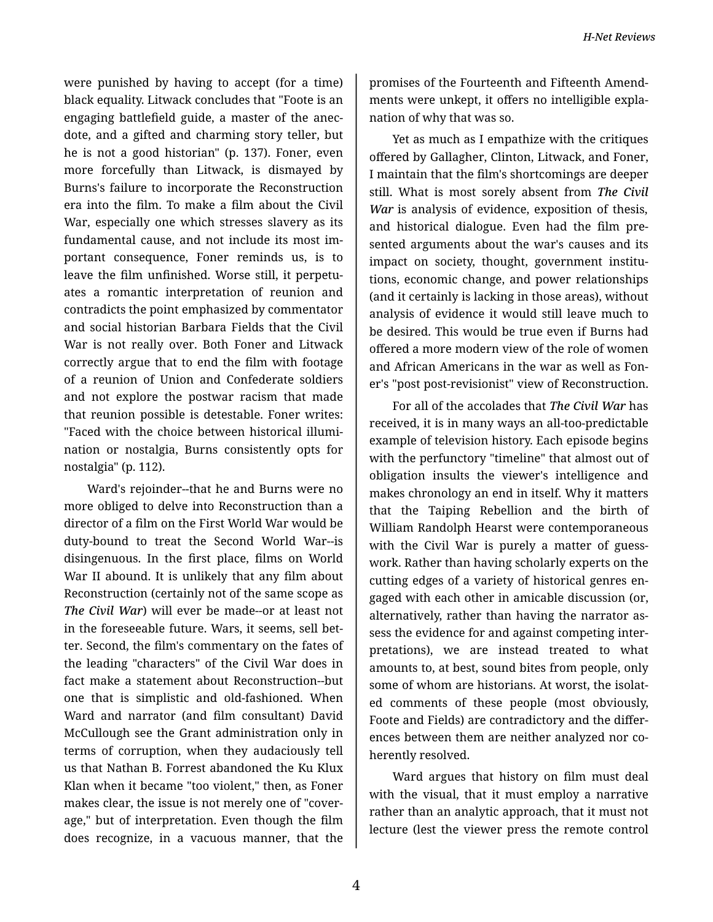were punished by having to accept (for a time) black equality. Litwack concludes that "Foote is an engaging battlefield guide, a master of the anecdote, and a gifted and charming story teller, but he is not a good historian" (p. 137). Foner, even more forcefully than Litwack, is dismayed by Burns's failure to incorporate the Reconstruction era into the film. To make a film about the Civil War, especially one which stresses slavery as its fundamental cause, and not include its most important consequence, Foner reminds us, is to leave the film unfinished. Worse still, it perpetuates a romantic interpretation of reunion and contradicts the point emphasized by commentator and social historian Barbara Fields that the Civil War is not really over. Both Foner and Litwack correctly argue that to end the film with footage of a reunion of Union and Confederate soldiers and not explore the postwar racism that made that reunion possible is detestable. Foner writes: "Faced with the choice between historical illumination or nostalgia, Burns consistently opts for nostalgia" (p. 112).

Ward's rejoinder--that he and Burns were no more obliged to delve into Reconstruction than a director of a film on the First World War would be duty-bound to treat the Second World War--is disingenuous. In the first place, films on World War II abound. It is unlikely that any film about Reconstruction (certainly not of the same scope as ***The Civil War***) will ever be made--or at least not in the foreseeable future. Wars, it seems, sell better. Second, the film's commentary on the fates of the leading "characters" of the Civil War does in fact make a statement about Reconstruction--but one that is simplistic and old-fashioned. When Ward and narrator (and film consultant) David McCullough see the Grant administration only in terms of corruption, when they audaciously tell us that Nathan B. Forrest abandoned the Ku Klux Klan when it became "too violent," then, as Foner makes clear, the issue is not merely one of "coverage," but of interpretation. Even though the film does recognize, in a vacuous manner, that the promises of the Fourteenth and Fifteenth Amendments were unkept, it offers no intelligible explanation of why that was so.

Yet as much as I empathize with the critiques offered by Gallagher, Clinton, Litwack, and Foner, I maintain that the film's shortcomings are deeper still. What is most sorely absent from ***The Civil War*** is analysis of evidence, exposition of thesis, and historical dialogue. Even had the film presented arguments about the war's causes and its impact on society, thought, government institutions, economic change, and power relationships (and it certainly is lacking in those areas), without analysis of evidence it would still leave much to be desired. This would be true even if Burns had offered a more modern view of the role of women and African Americans in the war as well as Foner's "post post-revisionist" view of Reconstruction.

For all of the accolades that ***The Civil War*** has received, it is in many ways an all-too-predictable example of television history. Each episode begins with the perfunctory "timeline" that almost out of obligation insults the viewer's intelligence and makes chronology an end in itself. Why it matters that the Taiping Rebellion and the birth of William Randolph Hearst were contemporaneous with the Civil War is purely a matter of guesswork. Rather than having scholarly experts on the cutting edges of a variety of historical genres engaged with each other in amicable discussion (or, alternatively, rather than having the narrator assess the evidence for and against competing interpretations), we are instead treated to what amounts to, at best, sound bites from people, only some of whom are historians. At worst, the isolated comments of these people (most obviously, Foote and Fields) are contradictory and the differences between them are neither analyzed nor coherently resolved.

Ward argues that history on film must deal with the visual, that it must employ a narrative rather than an analytic approach, that it must not lecture (lest the viewer press the remote control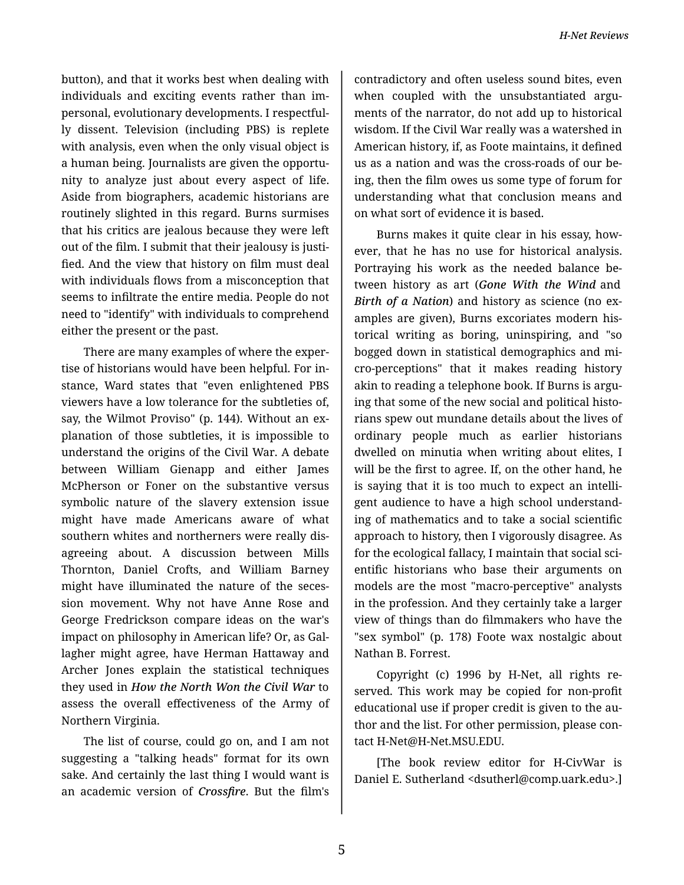button), and that it works best when dealing with individuals and exciting events rather than impersonal, evolutionary developments. I respectfully dissent. Television (including PBS) is replete with analysis, even when the only visual object is a human being. Journalists are given the opportunity to analyze just about every aspect of life. Aside from biographers, academic historians are routinely slighted in this regard. Burns surmises that his critics are jealous because they were left out of the film. I submit that their jealousy is justified. And the view that history on film must deal with individuals flows from a misconception that seems to infiltrate the entire media. People do not need to "identify" with individuals to comprehend either the present or the past.

There are many examples of where the expertise of historians would have been helpful. For instance, Ward states that "even enlightened PBS viewers have a low tolerance for the subtleties of, say, the Wilmot Proviso" (p. 144). Without an explanation of those subtleties, it is impossible to understand the origins of the Civil War. A debate between William Gienapp and either James McPherson or Foner on the substantive versus symbolic nature of the slavery extension issue might have made Americans aware of what southern whites and northerners were really disagreeing about. A discussion between Mills Thornton, Daniel Crofts, and William Barney might have illuminated the nature of the secession movement. Why not have Anne Rose and George Fredrickson compare ideas on the war's impact on philosophy in American life? Or, as Gallagher might agree, have Herman Hattaway and Archer Jones explain the statistical techniques they used in ***How the North Won the Civil War*** to assess the overall effectiveness of the Army of Northern Virginia.

The list of course, could go on, and I am not suggesting a "talking heads" format for its own sake. And certainly the last thing I would want is an academic version of ***Crossfire***. But the film's contradictory and often useless sound bites, even when coupled with the unsubstantiated arguments of the narrator, do not add up to historical wisdom. If the Civil War really was a watershed in American history, if, as Foote maintains, it defined us as a nation and was the cross-roads of our being, then the film owes us some type of forum for understanding what that conclusion means and on what sort of evidence it is based.

Burns makes it quite clear in his essay, however, that he has no use for historical analysis. Portraying his work as the needed balance between history as art (***Gone With the Wind*** and ***Birth of a Nation***) and history as science (no examples are given), Burns excoriates modern historical writing as boring, uninspiring, and "so bogged down in statistical demographics and micro-perceptions" that it makes reading history akin to reading a telephone book. If Burns is arguing that some of the new social and political historians spew out mundane details about the lives of ordinary people much as earlier historians dwelled on minutia when writing about elites, I will be the first to agree. If, on the other hand, he is saying that it is too much to expect an intelligent audience to have a high school understanding of mathematics and to take a social scientific approach to history, then I vigorously disagree. As for the ecological fallacy, I maintain that social scientific historians who base their arguments on models are the most "macro-perceptive" analysts in the profession. And they certainly take a larger view of things than do filmmakers who have the "sex symbol" (p. 178) Foote wax nostalgic about Nathan B. Forrest.

Copyright (c) 1996 by H-Net, all rights reserved. This work may be copied for non-profit educational use if proper credit is given to the author and the list. For other permission, please contact H-Net@H-Net.MSU.EDU.

[The book review editor for H-CivWar is Daniel E. Sutherland <dsutherl@comp.uark.edu>.]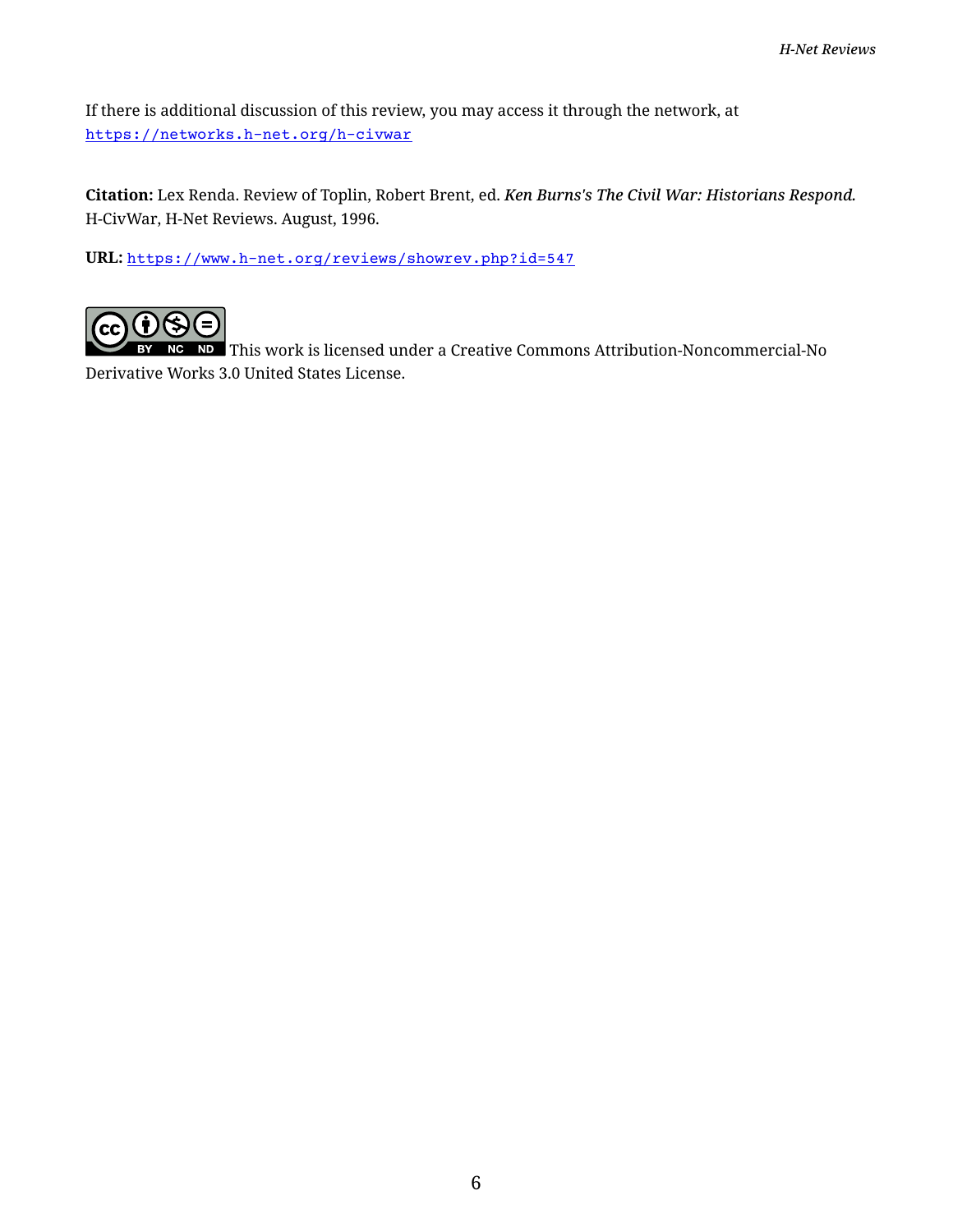If there is additional discussion of this review, you may access it through the network, at https://networks.h-net.org/h-civwar

**Citation:** Lex Renda. Review of Toplin, Robert Brent, ed. *Ken Burns's The Civil War: Historians Respond.* H-CivWar, H-Net Reviews. August, 1996.

**URL:** https://www.h-net.org/reviews/showrev.php?id=547

This work is licensed under a Creative Commons Attribution-Noncommercial-No Derivative Works 3.0 United States License.